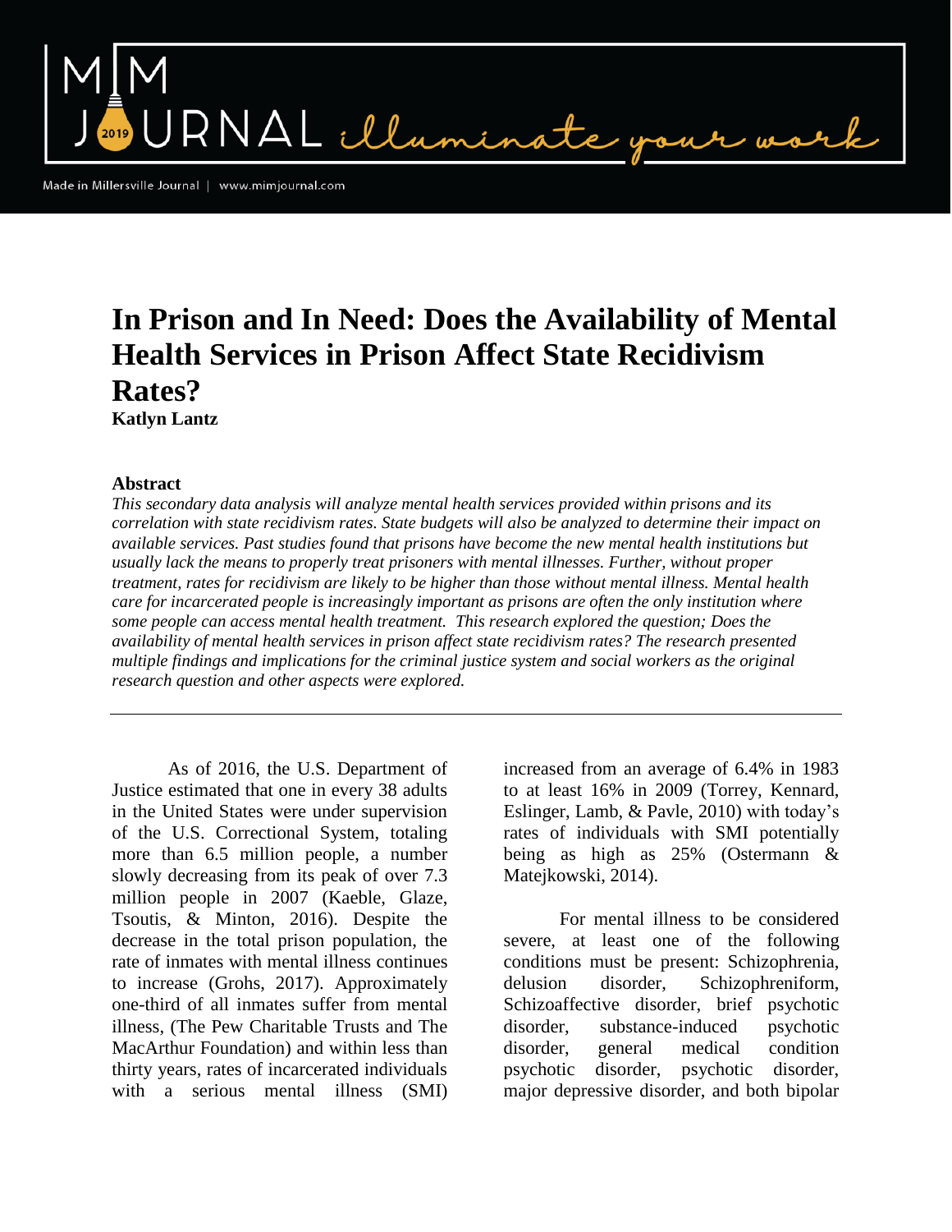# In Prison and In Need: Does the Availability of Mental Health Services in Prison Affect State Recidivism Rates?

**Katlyn Lantz**

## Abstract

*This secondary data analysis will analyze mental health services provided within prisons and its correlation with state recidivism rates. State budgets will also be analyzed to determine their impact on available services. Past studies found that prisons have become the new mental health institutions but usually lack the means to properly treat prisoners with mental illnesses. Further, without proper treatment, rates for recidivism are likely to be higher than those without mental illness. Mental health care for incarcerated people is increasingly important as prisons are often the only institution where some people can access mental health treatment. This research explored the question; Does the availability of mental health services in prison affect state recidivism rates? The research presented multiple findings and implications for the criminal justice system and social workers as the original research question and other aspects were explored.*

---

As of 2016, the U.S. Department of Justice estimated that one in every 38 adults in the United States were under supervision of the U.S. Correctional System, totaling more than 6.5 million people, a number slowly decreasing from its peak of over 7.3 million people in 2007 (Kaeble, Glaze, Tsoutis, & Minton, 2016). Despite the decrease in the total prison population, the rate of inmates with mental illness continues to increase (Grohs, 2017). Approximately one-third of all inmates suffer from mental illness, (The Pew Charitable Trusts and The MacArthur Foundation) and within less than thirty years, rates of incarcerated individuals with a serious mental illness (SMI) increased from an average of 6.4% in 1983 to at least 16% in 2009 (Torrey, Kennard, Eslinger, Lamb, & Pavle, 2010) with today's rates of individuals with SMI potentially being as high as 25% (Ostermann & Matejkowski, 2014).

For mental illness to be considered severe, at least one of the following conditions must be present: Schizophrenia, delusion disorder, Schizophreniform, Schizoaffective disorder, brief psychotic disorder, substance-induced psychotic disorder, general medical condition psychotic disorder, psychotic disorder, major depressive disorder, and both bipolar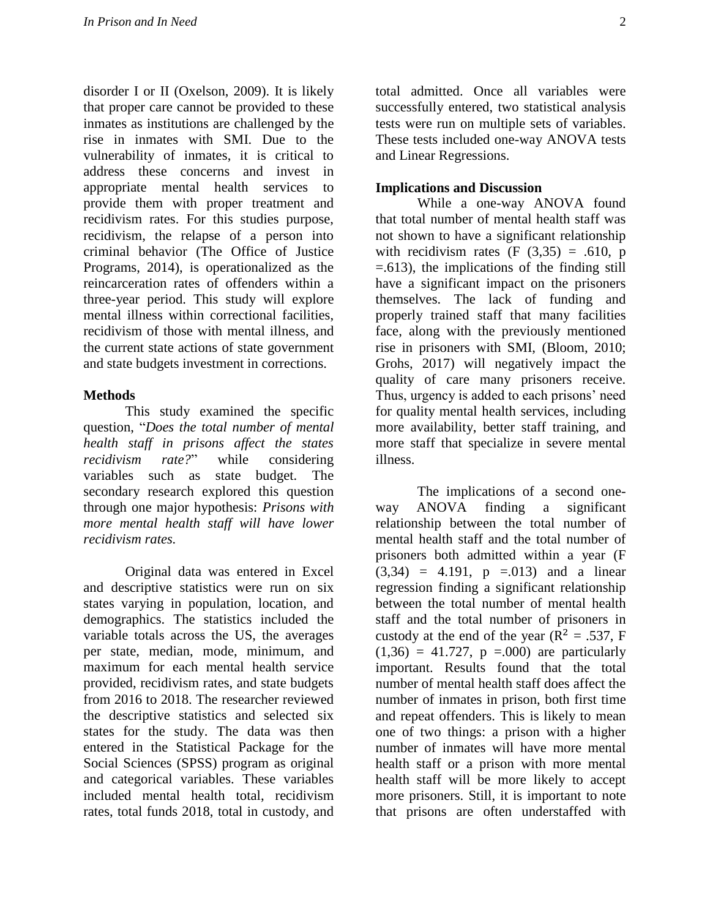disorder I or II (Oxelson, 2009). It is likely that proper care cannot be provided to these inmates as institutions are challenged by the rise in inmates with SMI. Due to the vulnerability of inmates, it is critical to address these concerns and invest in appropriate mental health services to provide them with proper treatment and recidivism rates. For this studies purpose, recidivism, the relapse of a person into criminal behavior (The Office of Justice Programs, 2014), is operationalized as the reincarceration rates of offenders within a three-year period. This study will explore mental illness within correctional facilities, recidivism of those with mental illness, and the current state actions of state government and state budgets investment in corrections.

## Methods

This study examined the specific question, "*Does the total number of mental health staff in prisons affect the states recidivism rate?*" while considering variables such as state budget. The secondary research explored this question through one major hypothesis: *Prisons with more mental health staff will have lower recidivism rates.*

Original data was entered in Excel and descriptive statistics were run on six states varying in population, location, and demographics. The statistics included the variable totals across the US, the averages per state, median, mode, minimum, and maximum for each mental health service provided, recidivism rates, and state budgets from 2016 to 2018. The researcher reviewed the descriptive statistics and selected six states for the study. The data was then entered in the Statistical Package for the Social Sciences (SPSS) program as original and categorical variables. These variables included mental health total, recidivism rates, total funds 2018, total in custody, and total admitted. Once all variables were successfully entered, two statistical analysis tests were run on multiple sets of variables. These tests included one-way ANOVA tests and Linear Regressions.

## Implications and Discussion

While a one-way ANOVA found that total number of mental health staff was not shown to have a significant relationship with recidivism rates ($F\ (3,35) = .610$, $p = .613$), the implications of the finding still have a significant impact on the prisoners themselves. The lack of funding and properly trained staff that many facilities face, along with the previously mentioned rise in prisoners with SMI, (Bloom, 2010; Grohs, 2017) will negatively impact the quality of care many prisoners receive. Thus, urgency is added to each prisons' need for quality mental health services, including more availability, better staff training, and more staff that specialize in severe mental illness.

The implications of a second one-way ANOVA finding a significant relationship between the total number of mental health staff and the total number of prisoners both admitted within a year ($F\ (3,34) = 4.191$, $p = .013$) and a linear regression finding a significant relationship between the total number of mental health staff and the total number of prisoners in custody at the end of the year ($R^2 = .537$, $F\ (1,36) = 41.727$, $p = .000$) are particularly important. Results found that the total number of mental health staff does affect the number of inmates in prison, both first time and repeat offenders. This is likely to mean one of two things: a prison with a higher number of inmates will have more mental health staff or a prison with more mental health staff will be more likely to accept more prisoners. Still, it is important to note that prisons are often understaffed with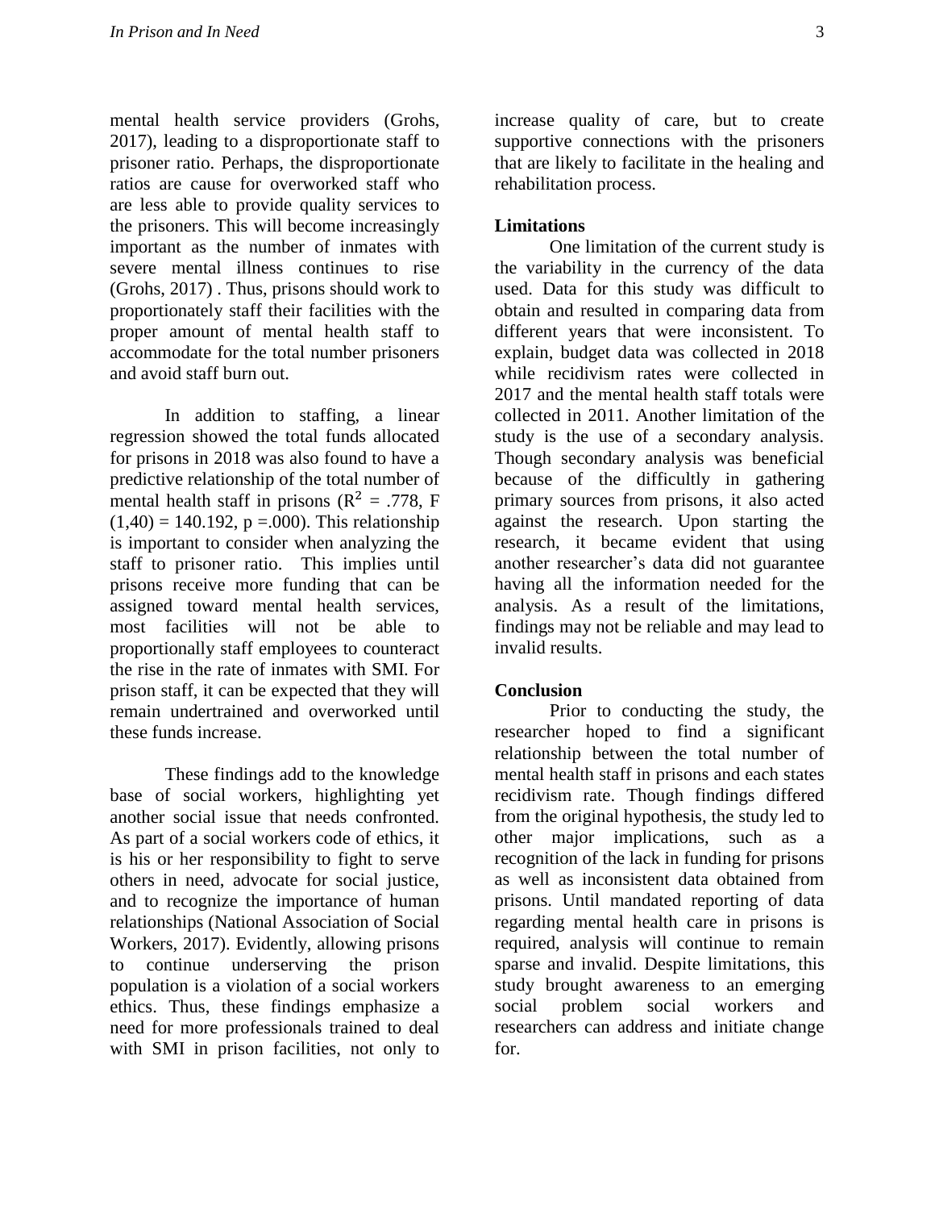mental health service providers (Grohs, 2017), leading to a disproportionate staff to prisoner ratio. Perhaps, the disproportionate ratios are cause for overworked staff who are less able to provide quality services to the prisoners. This will become increasingly important as the number of inmates with severe mental illness continues to rise (Grohs, 2017) . Thus, prisons should work to proportionately staff their facilities with the proper amount of mental health staff to accommodate for the total number prisoners and avoid staff burn out.

In addition to staffing, a linear regression showed the total funds allocated for prisons in 2018 was also found to have a predictive relationship of the total number of mental health staff in prisons ($R^2$ = .778, F (1,40) = 140.192, p =.000). This relationship is important to consider when analyzing the staff to prisoner ratio. This implies until prisons receive more funding that can be assigned toward mental health services, most facilities will not be able to proportionally staff employees to counteract the rise in the rate of inmates with SMI. For prison staff, it can be expected that they will remain undertrained and overworked until these funds increase.

These findings add to the knowledge base of social workers, highlighting yet another social issue that needs confronted. As part of a social workers code of ethics, it is his or her responsibility to fight to serve others in need, advocate for social justice, and to recognize the importance of human relationships (National Association of Social Workers, 2017). Evidently, allowing prisons to continue underserving the prison population is a violation of a social workers ethics. Thus, these findings emphasize a need for more professionals trained to deal with SMI in prison facilities, not only to increase quality of care, but to create supportive connections with the prisoners that are likely to facilitate in the healing and rehabilitation process.

**Limitations**

One limitation of the current study is the variability in the currency of the data used. Data for this study was difficult to obtain and resulted in comparing data from different years that were inconsistent. To explain, budget data was collected in 2018 while recidivism rates were collected in 2017 and the mental health staff totals were collected in 2011. Another limitation of the study is the use of a secondary analysis. Though secondary analysis was beneficial because of the difficultly in gathering primary sources from prisons, it also acted against the research. Upon starting the research, it became evident that using another researcher's data did not guarantee having all the information needed for the analysis. As a result of the limitations, findings may not be reliable and may lead to invalid results.

**Conclusion**

Prior to conducting the study, the researcher hoped to find a significant relationship between the total number of mental health staff in prisons and each states recidivism rate. Though findings differed from the original hypothesis, the study led to other major implications, such as a recognition of the lack in funding for prisons as well as inconsistent data obtained from prisons. Until mandated reporting of data regarding mental health care in prisons is required, analysis will continue to remain sparse and invalid. Despite limitations, this study brought awareness to an emerging social problem social workers and researchers can address and initiate change for.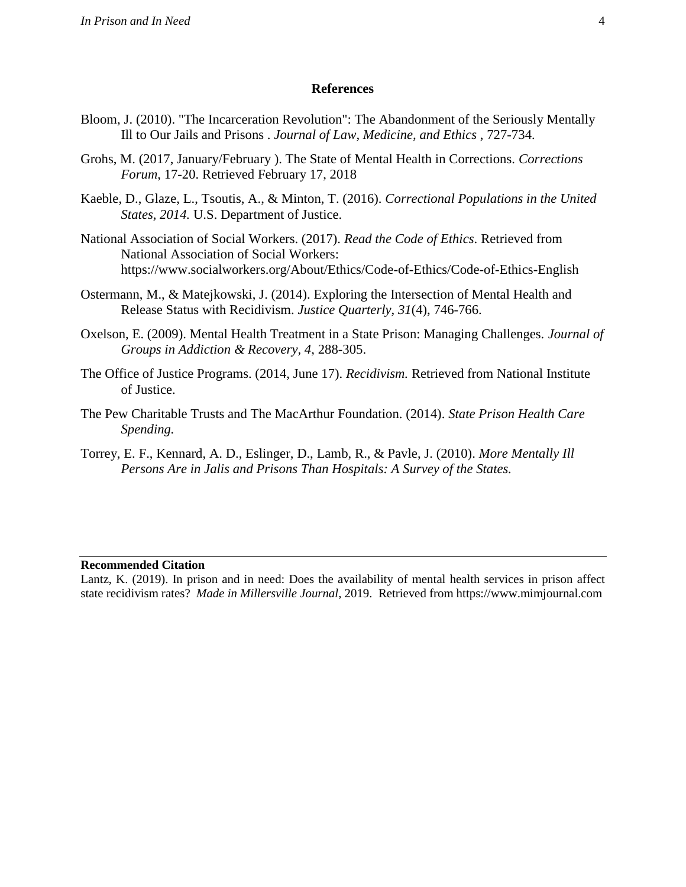## References

Bloom, J. (2010). "The Incarceration Revolution": The Abandonment of the Seriously Mentally Ill to Our Jails and Prisons . *Journal of Law, Medicine, and Ethics* , 727-734.

Grohs, M. (2017, January/February ). The State of Mental Health in Corrections. *Corrections Forum*, 17-20. Retrieved February 17, 2018

Kaeble, D., Glaze, L., Tsoutis, A., & Minton, T. (2016). *Correctional Populations in the United States, 2014.* U.S. Department of Justice.

National Association of Social Workers. (2017). *Read the Code of Ethics*. Retrieved from National Association of Social Workers: https://www.socialworkers.org/About/Ethics/Code-of-Ethics/Code-of-Ethics-English

Ostermann, M., & Matejkowski, J. (2014). Exploring the Intersection of Mental Health and Release Status with Recidivism. *Justice Quarterly, 31*(4), 746-766.

Oxelson, E. (2009). Mental Health Treatment in a State Prison: Managing Challenges. *Journal of Groups in Addiction & Recovery, 4*, 288-305.

The Office of Justice Programs. (2014, June 17). *Recidivism.* Retrieved from National Institute of Justice.

The Pew Charitable Trusts and The MacArthur Foundation. (2014). *State Prison Health Care Spending.*

Torrey, E. F., Kennard, A. D., Eslinger, D., Lamb, R., & Pavle, J. (2010). *More Mentally Ill Persons Are in Jalis and Prisons Than Hospitals: A Survey of the States.*

---

**Recommended Citation**

Lantz, K. (2019). In prison and in need: Does the availability of mental health services in prison affect state recidivism rates? *Made in Millersville Journal*, 2019. Retrieved from https://www.mimjournal.com